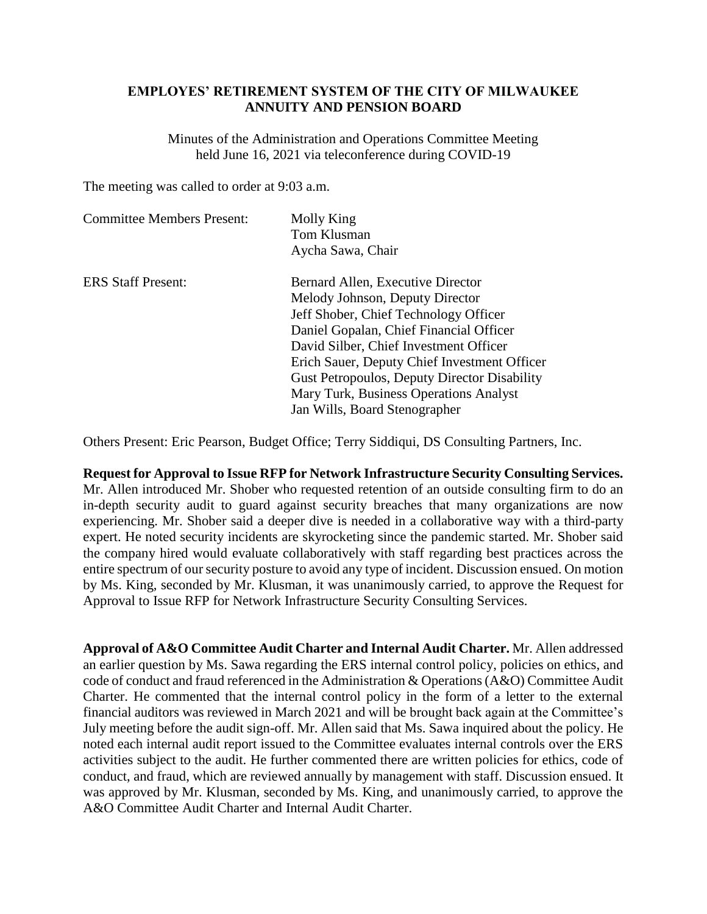**EMPLOYES' RETIREMENT SYSTEM OF THE CITY OF MILWAUKEE**
**ANNUITY AND PENSION BOARD**

Minutes of the Administration and Operations Committee Meeting held June 16, 2021 via teleconference during COVID-19

The meeting was called to order at 9:03 a.m.

Committee Members Present: Molly King
Tom Klusman
Aycha Sawa, Chair

ERS Staff Present: Bernard Allen, Executive Director
Melody Johnson, Deputy Director
Jeff Shober, Chief Technology Officer
Daniel Gopalan, Chief Financial Officer
David Silber, Chief Investment Officer
Erich Sauer, Deputy Chief Investment Officer
Gust Petropoulos, Deputy Director Disability
Mary Turk, Business Operations Analyst
Jan Wills, Board Stenographer

Others Present: Eric Pearson, Budget Office; Terry Siddiqui, DS Consulting Partners, Inc.

**Request for Approval to Issue RFP for Network Infrastructure Security Consulting Services.** Mr. Allen introduced Mr. Shober who requested retention of an outside consulting firm to do an in-depth security audit to guard against security breaches that many organizations are now experiencing. Mr. Shober said a deeper dive is needed in a collaborative way with a third-party expert. He noted security incidents are skyrocketing since the pandemic started. Mr. Shober said the company hired would evaluate collaboratively with staff regarding best practices across the entire spectrum of our security posture to avoid any type of incident. Discussion ensued. On motion by Ms. King, seconded by Mr. Klusman, it was unanimously carried, to approve the Request for Approval to Issue RFP for Network Infrastructure Security Consulting Services.

**Approval of A&O Committee Audit Charter and Internal Audit Charter.** Mr. Allen addressed an earlier question by Ms. Sawa regarding the ERS internal control policy, policies on ethics, and code of conduct and fraud referenced in the Administration & Operations (A&O) Committee Audit Charter. He commented that the internal control policy in the form of a letter to the external financial auditors was reviewed in March 2021 and will be brought back again at the Committee's July meeting before the audit sign-off. Mr. Allen said that Ms. Sawa inquired about the policy. He noted each internal audit report issued to the Committee evaluates internal controls over the ERS activities subject to the audit. He further commented there are written policies for ethics, code of conduct, and fraud, which are reviewed annually by management with staff. Discussion ensued. It was approved by Mr. Klusman, seconded by Ms. King, and unanimously carried, to approve the A&O Committee Audit Charter and Internal Audit Charter.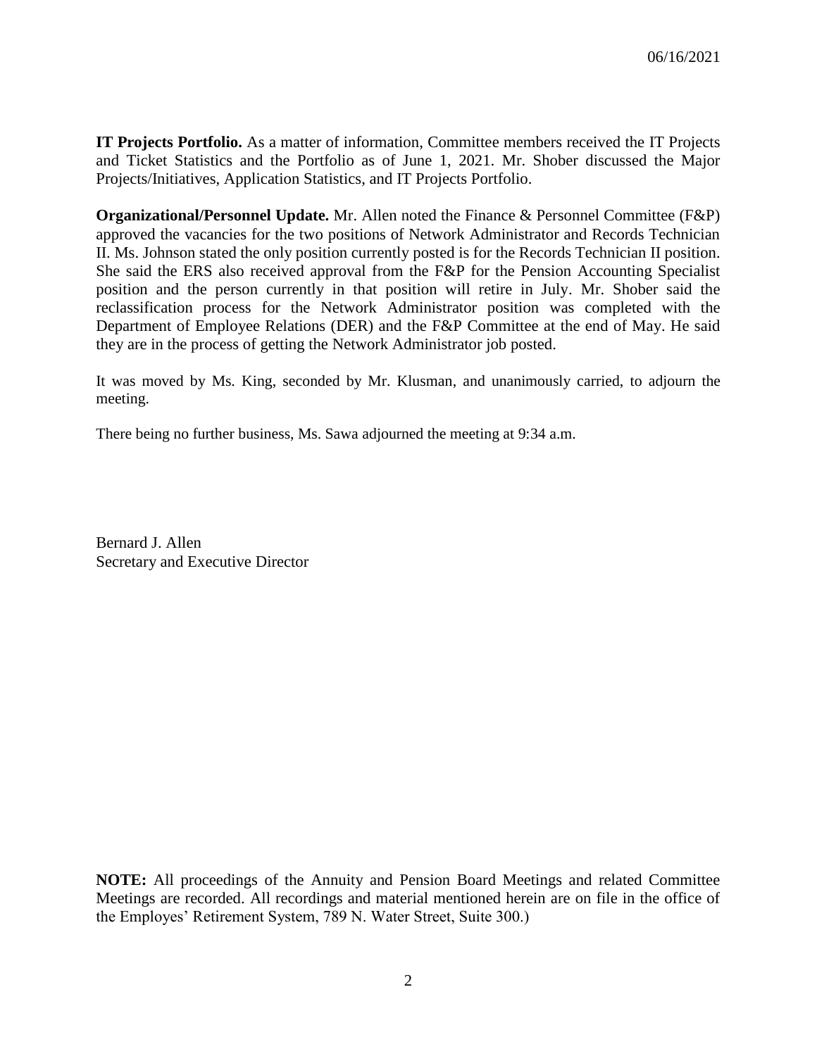**IT Projects Portfolio.** As a matter of information, Committee members received the IT Projects and Ticket Statistics and the Portfolio as of June 1, 2021. Mr. Shober discussed the Major Projects/Initiatives, Application Statistics, and IT Projects Portfolio.

**Organizational/Personnel Update.** Mr. Allen noted the Finance & Personnel Committee (F&P) approved the vacancies for the two positions of Network Administrator and Records Technician II. Ms. Johnson stated the only position currently posted is for the Records Technician II position. She said the ERS also received approval from the F&P for the Pension Accounting Specialist position and the person currently in that position will retire in July. Mr. Shober said the reclassification process for the Network Administrator position was completed with the Department of Employee Relations (DER) and the F&P Committee at the end of May. He said they are in the process of getting the Network Administrator job posted.

It was moved by Ms. King, seconded by Mr. Klusman, and unanimously carried, to adjourn the meeting.

There being no further business, Ms. Sawa adjourned the meeting at 9:34 a.m.

Bernard J. Allen
Secretary and Executive Director

**NOTE:** All proceedings of the Annuity and Pension Board Meetings and related Committee Meetings are recorded. All recordings and material mentioned herein are on file in the office of the Employes' Retirement System, 789 N. Water Street, Suite 300.)